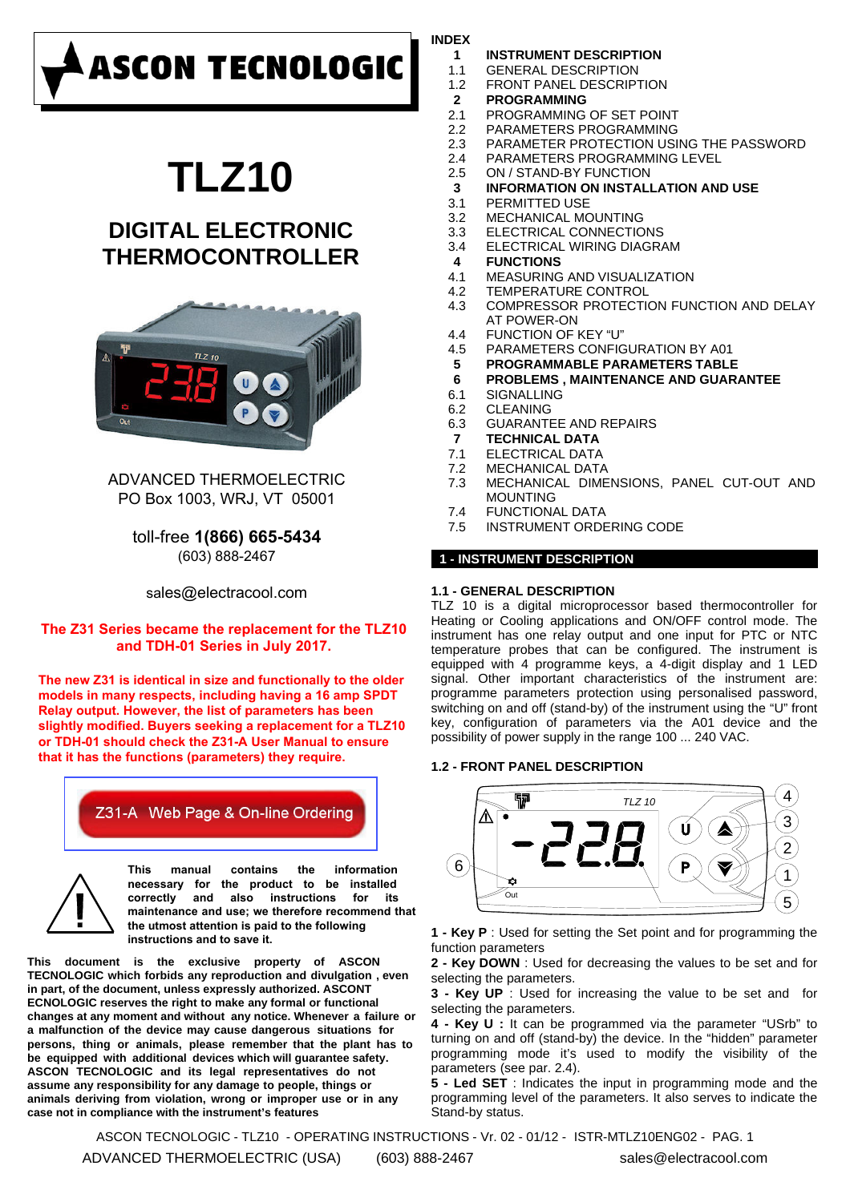**ASCON TECNOLOGIC**

# TLZ10

## DIGITAL ELECTRONIC THERMOCONTROLLER

ADVANCED THERMOELECTRIC
PO Box 1003, WRJ, VT 05001

toll-free **1(866) 665-5434**
(603) 888-2467

sales@electracool.com

**The Z31 Series became the replacement for the TLZ10 and TDH-01 Series in July 2017.**

**The new Z31 is identical in size and functionally to the older models in many respects, including having a 16 amp SPDT Relay output. However, the list of parameters has been slightly modified. Buyers seeking a replacement for a TLZ10 or TDH-01 should check the Z31-A User Manual to ensure that it has the functions (parameters) they require.**

Z31-A Web Page & On-line Ordering

**This manual contains the information necessary for the product to be installed correctly and also instructions for its maintenance and use; we therefore recommend that the utmost attention is paid to the following instructions and to save it.**

**This document is the exclusive property of ASCON TECNOLOGIC which forbids any reproduction and divulgation , even in part, of the document, unless expressly authorized. ASCONT ECNOLOGIC reserves the right to make any formal or functional changes at any moment and without any notice. Whenever a failure or a malfunction of the device may cause dangerous situations for persons, thing or animals, please remember that the plant has to be equipped with additional devices which will guarantee safety. ASCON TECNOLOGIC and its legal representatives do not assume any responsibility for any damage to people, things or animals deriving from violation, wrong or improper use or in any case not in compliance with the instrument's features**

**INDEX**

- **1 INSTRUMENT DESCRIPTION**
  - 1.1 GENERAL DESCRIPTION
  - 1.2 FRONT PANEL DESCRIPTION
- **2 PROGRAMMING**
  - 2.1 PROGRAMMING OF SET POINT
  - 2.2 PARAMETERS PROGRAMMING
  - 2.3 PARAMETER PROTECTION USING THE PASSWORD
  - 2.4 PARAMETERS PROGRAMMING LEVEL
  - 2.5 ON / STAND-BY FUNCTION
- **3 INFORMATION ON INSTALLATION AND USE**
  - 3.1 PERMITTED USE
  - 3.2 MECHANICAL MOUNTING
  - 3.3 ELECTRICAL CONNECTIONS
  - 3.4 ELECTRICAL WIRING DIAGRAM
- **4 FUNCTIONS**
  - 4.1 MEASURING AND VISUALIZATION
  - 4.2 TEMPERATURE CONTROL
  - 4.3 COMPRESSOR PROTECTION FUNCTION AND DELAY AT POWER-ON
  - 4.4 FUNCTION OF KEY "U"
  - 4.5 PARAMETERS CONFIGURATION BY A01
- **5 PROGRAMMABLE PARAMETERS TABLE**
- **6 PROBLEMS , MAINTENANCE AND GUARANTEE**
  - 6.1 SIGNALLING
  - 6.2 CLEANING
  - 6.3 GUARANTEE AND REPAIRS
- **7 TECHNICAL DATA**
  - 7.1 ELECTRICAL DATA
  - 7.2 MECHANICAL DATA
  - 7.3 MECHANICAL DIMENSIONS, PANEL CUT-OUT AND MOUNTING
  - 7.4 FUNCTIONAL DATA
  - 7.5 INSTRUMENT ORDERING CODE

## 1 - INSTRUMENT DESCRIPTION

### 1.1 - GENERAL DESCRIPTION

TLZ 10 is a digital microprocessor based thermocontroller for Heating or Cooling applications and ON/OFF control mode. The instrument has one relay output and one input for PTC or NTC temperature probes that can be configured. The instrument is equipped with 4 programme keys, a 4-digit display and 1 LED signal. Other important characteristics of the instrument are: programme parameters protection using personalised password, switching on and off (stand-by) of the instrument using the "U" front key, configuration of parameters via the A01 device and the possibility of power supply in the range 100 ... 240 VAC.

### 1.2 - FRONT PANEL DESCRIPTION

**1 - Key P** : Used for setting the Set point and for programming the function parameters

**2 - Key DOWN** : Used for decreasing the values to be set and for selecting the parameters.

**3 - Key UP** : Used for increasing the value to be set and for selecting the parameters.

**4 - Key U :** It can be programmed via the parameter "USrb" to turning on and off (stand-by) the device. In the "hidden" parameter programming mode it's used to modify the visibility of the parameters (see par. 2.4).

**5 - Led SET** : Indicates the input in programming mode and the programming level of the parameters. It also serves to indicate the Stand-by status.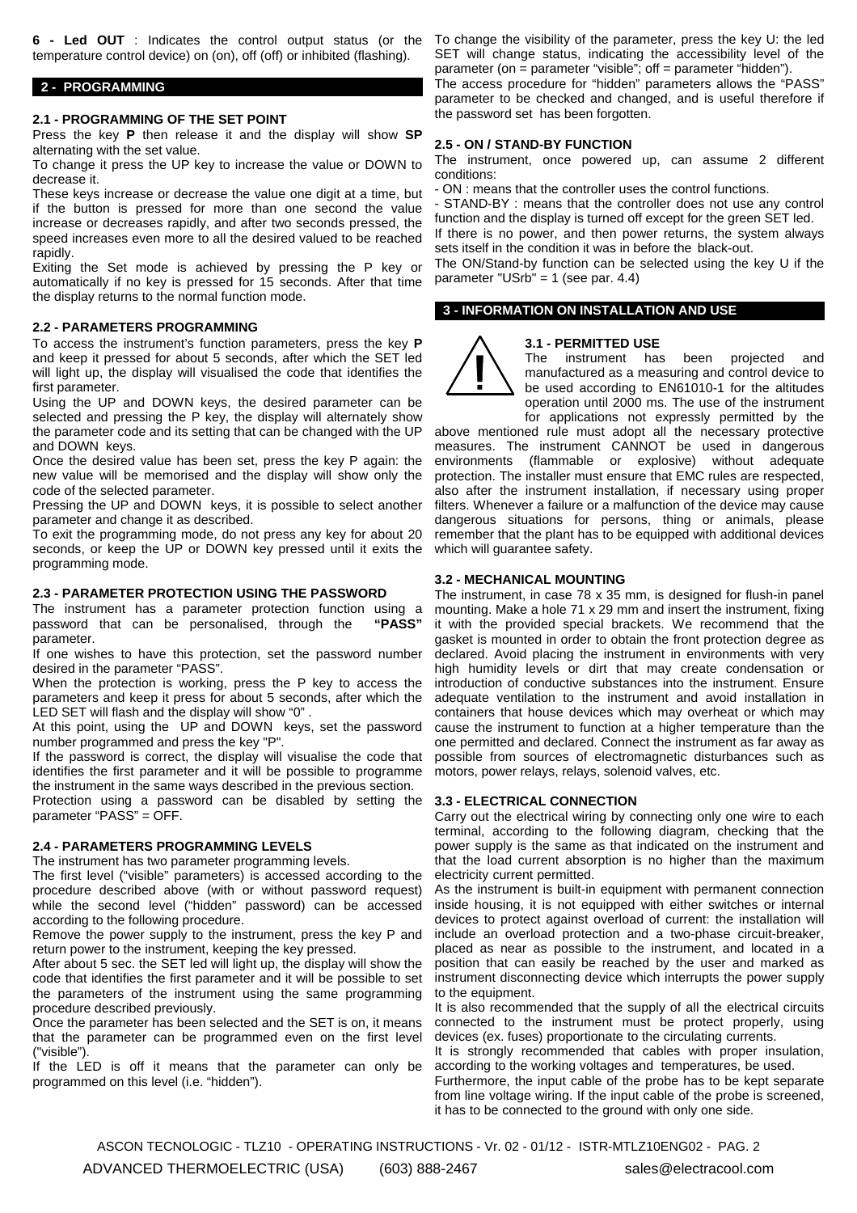**6 - Led OUT** : Indicates the control output status (or the temperature control device) on (on), off (off) or inhibited (flashing).

## 2 - PROGRAMMING

### 2.1 - PROGRAMMING OF THE SET POINT

Press the key **P** then release it and the display will show **SP** alternating with the set value.

To change it press the UP key to increase the value or DOWN to decrease it.

These keys increase or decrease the value one digit at a time, but if the button is pressed for more than one second the value increase or decreases rapidly, and after two seconds pressed, the speed increases even more to all the desired valued to be reached rapidly.

Exiting the Set mode is achieved by pressing the P key or automatically if no key is pressed for 15 seconds. After that time the display returns to the normal function mode.

### 2.2 - PARAMETERS PROGRAMMING

To access the instrument's function parameters, press the key **P** and keep it pressed for about 5 seconds, after which the SET led will light up, the display will visualised the code that identifies the first parameter.

Using the UP and DOWN keys, the desired parameter can be selected and pressing the P key, the display will alternately show the parameter code and its setting that can be changed with the UP and DOWN keys.

Once the desired value has been set, press the key P again: the new value will be memorised and the display will show only the code of the selected parameter.

Pressing the UP and DOWN keys, it is possible to select another parameter and change it as described.

To exit the programming mode, do not press any key for about 20 seconds, or keep the UP or DOWN key pressed until it exits the programming mode.

### 2.3 - PARAMETER PROTECTION USING THE PASSWORD

The instrument has a parameter protection function using a password that can be personalised, through the **"PASS"** parameter.

If one wishes to have this protection, set the password number desired in the parameter "PASS".

When the protection is working, press the P key to access the parameters and keep it press for about 5 seconds, after which the LED SET will flash and the display will show "0" .

At this point, using the UP and DOWN keys, set the password number programmed and press the key "P".

If the password is correct, the display will visualise the code that identifies the first parameter and it will be possible to programme the instrument in the same ways described in the previous section.

Protection using a password can be disabled by setting the parameter "PASS" = OFF.

### 2.4 - PARAMETERS PROGRAMMING LEVELS

The instrument has two parameter programming levels.

The first level ("visible" parameters) is accessed according to the procedure described above (with or without password request) while the second level ("hidden" password) can be accessed according to the following procedure.

Remove the power supply to the instrument, press the key P and return power to the instrument, keeping the key pressed.

After about 5 sec. the SET led will light up, the display will show the code that identifies the first parameter and it will be possible to set the parameters of the instrument using the same programming procedure described previously.

Once the parameter has been selected and the SET is on, it means that the parameter can be programmed even on the first level ("visible").

If the LED is off it means that the parameter can only be programmed on this level (i.e. "hidden").

To change the visibility of the parameter, press the key U: the led SET will change status, indicating the accessibility level of the parameter (on = parameter "visible"; off = parameter "hidden").

The access procedure for "hidden" parameters allows the "PASS" parameter to be checked and changed, and is useful therefore if the password set has been forgotten.

### 2.5 - ON / STAND-BY FUNCTION

The instrument, once powered up, can assume 2 different conditions:

- ON : means that the controller uses the control functions.
- STAND-BY : means that the controller does not use any control function and the display is turned off except for the green SET led.

If there is no power, and then power returns, the system always sets itself in the condition it was in before the black-out.

The ON/Stand-by function can be selected using the key U if the parameter "USrb" = 1 (see par. 4.4)

## 3 - INFORMATION ON INSTALLATION AND USE

### 3.1 - PERMITTED USE

The instrument has been projected and manufactured as a measuring and control device to be used according to EN61010-1 for the altitudes operation until 2000 ms. The use of the instrument for applications not expressly permitted by the above mentioned rule must adopt all the necessary protective measures. The instrument CANNOT be used in dangerous environments (flammable or explosive) without adequate protection. The installer must ensure that EMC rules are respected, also after the instrument installation, if necessary using proper filters. Whenever a failure or a malfunction of the device may cause dangerous situations for persons, thing or animals, please remember that the plant has to be equipped with additional devices which will guarantee safety.

### 3.2 - MECHANICAL MOUNTING

The instrument, in case 78 x 35 mm, is designed for flush-in panel mounting. Make a hole 71 x 29 mm and insert the instrument, fixing it with the provided special brackets. We recommend that the gasket is mounted in order to obtain the front protection degree as declared. Avoid placing the instrument in environments with very high humidity levels or dirt that may create condensation or introduction of conductive substances into the instrument. Ensure adequate ventilation to the instrument and avoid installation in containers that house devices which may overheat or which may cause the instrument to function at a higher temperature than the one permitted and declared. Connect the instrument as far away as possible from sources of electromagnetic disturbances such as motors, power relays, relays, solenoid valves, etc.

### 3.3 - ELECTRICAL CONNECTION

Carry out the electrical wiring by connecting only one wire to each terminal, according to the following diagram, checking that the power supply is the same as that indicated on the instrument and that the load current absorption is no higher than the maximum electricity current permitted.

As the instrument is built-in equipment with permanent connection inside housing, it is not equipped with either switches or internal devices to protect against overload of current: the installation will include an overload protection and a two-phase circuit-breaker, placed as near as possible to the instrument, and located in a position that can easily be reached by the user and marked as instrument disconnecting device which interrupts the power supply to the equipment.

It is also recommended that the supply of all the electrical circuits connected to the instrument must be protect properly, using devices (ex. fuses) proportionate to the circulating currents.

It is strongly recommended that cables with proper insulation, according to the working voltages and temperatures, be used.

Furthermore, the input cable of the probe has to be kept separate from line voltage wiring. If the input cable of the probe is screened, it has to be connected to the ground with only one side.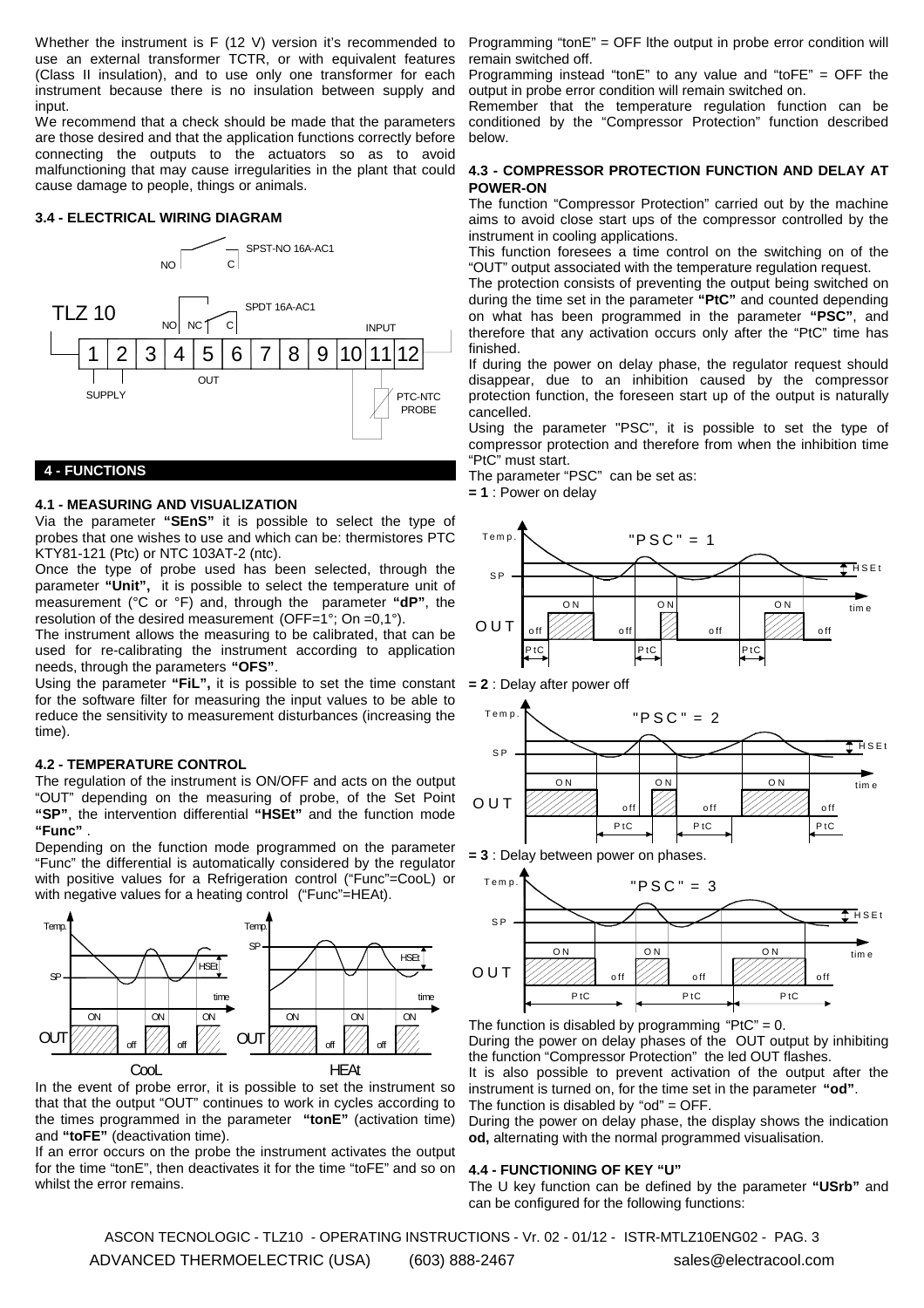Whether the instrument is F (12 V) version it's recommended to use an external transformer TCTR, or with equivalent features (Class II insulation), and to use only one transformer for each instrument because there is no insulation between supply and input.

We recommend that a check should be made that the parameters are those desired and that the application functions correctly before connecting the outputs to the actuators so as to avoid malfunctioning that may cause irregularities in the plant that could cause damage to people, things or animals.

### 3.4 - ELECTRICAL WIRING DIAGRAM

## 4 - FUNCTIONS

### 4.1 - MEASURING AND VISUALIZATION

Via the parameter **"SEnS"** it is possible to select the type of probes that one wishes to use and which can be: thermistores PTC KTY81-121 (Ptc) or NTC 103AT-2 (ntc).

Once the type of probe used has been selected, through the parameter **"Unit",** it is possible to select the temperature unit of measurement (°C or °F) and, through the parameter **"dP"**, the resolution of the desired measurement (OFF=1°; On =0,1°).

The instrument allows the measuring to be calibrated, that can be used for re-calibrating the instrument according to application needs, through the parameters **"OFS"**.

Using the parameter **"FiL",** it is possible to set the time constant for the software filter for measuring the input values to be able to reduce the sensitivity to measurement disturbances (increasing the time).

### 4.2 - TEMPERATURE CONTROL

The regulation of the instrument is ON/OFF and acts on the output "OUT" depending on the measuring of probe, of the Set Point **"SP"**, the intervention differential **"HSEt"** and the function mode **"Func"** .

Depending on the function mode programmed on the parameter "Func" the differential is automatically considered by the regulator with positive values for a Refrigeration control ("Func"=CooL) or with negative values for a heating control ("Func"=HEAt).

In the event of probe error, it is possible to set the instrument so that the output "OUT" continues to work in cycles according to the times programmed in the parameter **"tonE"** (activation time) and **"toFE"** (deactivation time).

If an error occurs on the probe the instrument activates the output for the time "tonE", then deactivates it for the time "toFE" and so on whilst the error remains.

Programming "tonE" = OFF lthe output in probe error condition will remain switched off.

Programming instead "tonE" to any value and "toFE" = OFF the output in probe error condition will remain switched on.

Remember that the temperature regulation function can be conditioned by the "Compressor Protection" function described below.

### 4.3 - COMPRESSOR PROTECTION FUNCTION AND DELAY AT POWER-ON

The function "Compressor Protection" carried out by the machine aims to avoid close start ups of the compressor controlled by the instrument in cooling applications.

This function foresees a time control on the switching on of the "OUT" output associated with the temperature regulation request.

The protection consists of preventing the output being switched on during the time set in the parameter **"PtC"** and counted depending on what has been programmed in the parameter **"PSC"**, and therefore that any activation occurs only after the "PtC" time has finished.

If during the power on delay phase, the regulator request should disappear, due to an inhibition caused by the compressor protection function, the foreseen start up of the output is naturally cancelled.

Using the parameter "PSC", it is possible to set the type of compressor protection and therefore from when the inhibition time "PtC" must start.

The parameter "PSC" can be set as:

**= 1** : Power on delay

**= 2** : Delay after power off

**= 3** : Delay between power on phases.

The function is disabled by programming "PtC" = 0.

During the power on delay phases of the OUT output by inhibiting the function "Compressor Protection" the led OUT flashes.

It is also possible to prevent activation of the output after the instrument is turned on, for the time set in the parameter **"od"**.

The function is disabled by "od" = OFF.

During the power on delay phase, the display shows the indication **od,** alternating with the normal programmed visualisation.

### 4.4 - FUNCTIONING OF KEY "U"

The U key function can be defined by the parameter **"USrb"** and can be configured for the following functions: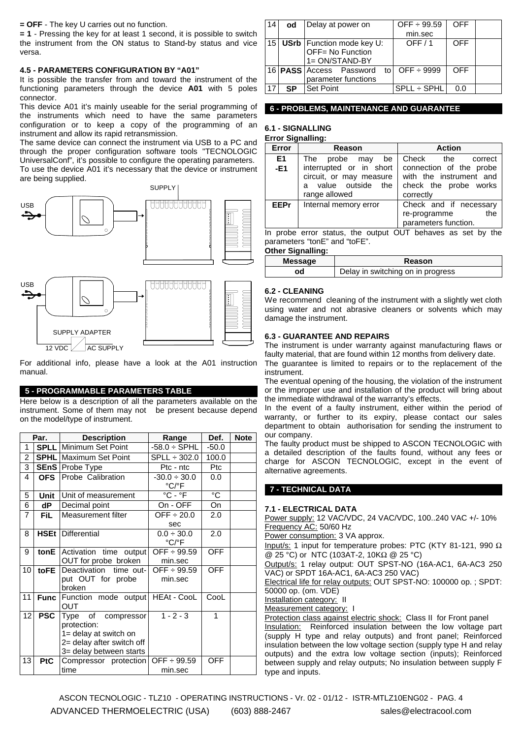**= OFF** - The key U carries out no function.
**= 1** - Pressing the key for at least 1 second, it is possible to switch the instrument from the ON status to Stand-by status and vice versa.

### 4.5 - PARAMETERS CONFIGURATION BY "A01"

It is possible the transfer from and toward the instrument of the functioning parameters through the device **A01** with 5 poles connector.

This device A01 it's mainly useable for the serial programming of the instruments which need to have the same parameters configuration or to keep a copy of the programming of an instrument and allow its rapid retransmission.

The same device can connect the instrument via USB to a PC and through the proper configuration software tools "TECNOLOGIC UniversalConf", it's possible to configure the operating parameters.

To use the device A01 it's necessary that the device or instrument are being supplied.

SUPPLY

USB

USB

SUPPLY ADAPTER

12 VDC AC SUPPLY

For additional info, please have a look at the A01 instruction manual.

## 5 - PROGRAMMABLE PARAMETERS TABLE

Here below is a description of all the parameters available on the instrument. Some of them may not be present because depend on the model/type of instrument.

| | Par. | Description | Range | Def. | Note |
|---|---|---|---|---|---|
| 1 | **SPLL** | Minimum Set Point | -58.0 ÷ SPHL | -50.0 | |
| 2 | **SPHL** | Maximum Set Point | SPLL ÷ 302.0 | 100.0 | |
| 3 | **SEnS** | Probe Type | Ptc - ntc | Ptc | |
| 4 | **OFS** | Probe Calibration | -30.0 ÷ 30.0 °C/°F | 0.0 | |
| 5 | **Unit** | Unit of measurement | °C - °F | °C | |
| 6 | **dP** | Decimal point | On - OFF | On | |
| 7 | **FiL** | Measurement filter | OFF ÷ 20.0 sec | 2.0 | |
| 8 | **HSEt** | Differential | 0.0 ÷ 30.0 °C/°F | 2.0 | |
| 9 | **tonE** | Activation time output OUT for probe broken | OFF ÷ 99.59 min.sec | OFF | |
| 10 | **toFE** | Deactivation time output OUT for probe broken | OFF ÷ 99.59 min.sec | OFF | |
| 11 | **Func** | Function mode output OUT | HEAt - CooL | CooL | |
| 12 | **PSC** | Type of compressor protection: 1= delay at switch on 2= delay after switch off 3= delay between starts | 1 - 2 - 3 | 1 | |
| 13 | **PtC** | Compressor protection time | OFF ÷ 99.59 min.sec | OFF | |
| 14 | **od** | Delay at power on | OFF ÷ 99.59 min.sec | OFF | |
| 15 | **USrb** | Function mode key U: OFF= No Function 1= ON/STAND-BY | OFF / 1 | OFF | |
| 16 | **PASS** | Access Password to parameter functions | OFF ÷ 9999 | OFF | |
| 17 | **SP** | Set Point | SPLL ÷ SPHL | 0.0 | |

## 6 - PROBLEMS, MAINTENANCE AND GUARANTEE

### 6.1 - SIGNALLING

**Error Signalling:**

| Error | Reason | Action |
|---|---|---|
| **E1 -E1** | The probe may be interrupted or in short circuit, or may measure a value outside the range allowed | Check the correct connection of the probe with the instrument and check the probe works correctly |
| **EEPr** | Internal memory error | Check and if necessary re-programme the parameters function. |

In probe error status, the output OUT behaves as set by the parameters "tonE" and "toFE".

**Other Signalling:**

| Message | Reason |
|---|---|
| **od** | Delay in switching on in progress |

### 6.2 - CLEANING

We recommend cleaning of the instrument with a slightly wet cloth using water and not abrasive cleaners or solvents which may damage the instrument.

### 6.3 - GUARANTEE AND REPAIRS

The instrument is under warranty against manufacturing flaws or faulty material, that are found within 12 months from delivery date. The guarantee is limited to repairs or to the replacement of the instrument.

The eventual opening of the housing, the violation of the instrument or the improper use and installation of the product will bring about the immediate withdrawal of the warranty's effects.

In the event of a faulty instrument, either within the period of warranty, or further to its expiry, please contact our sales department to obtain authorisation for sending the instrument to our company.

The faulty product must be shipped to ASCON TECNOLOGIC with a detailed description of the faults found, without any fees or charge for ASCON TECNOLOGIC, except in the event of alternative agreements.

## 7 - TECHNICAL DATA

### 7.1 - ELECTRICAL DATA

Power supply: 12 VAC/VDC, 24 VAC/VDC, 100..240 VAC +/- 10%
Frequency AC: 50/60 Hz
Power consumption: 3 VA approx.
Input/s: 1 input for temperature probes: PTC (KTY 81-121, 990 Ω @ 25 °C) or NTC (103AT-2, 10KΩ @ 25 °C)
Output/s: 1 relay output: OUT SPST-NO (16A-AC1, 6A-AC3 250 VAC) or SPDT 16A-AC1, 6A-AC3 250 VAC)
Electrical life for relay outputs: OUT SPST-NO: 100000 op. ; SPDT: 50000 op. (om. VDE)
Installation category: II
Measurement category: I
Protection class against electric shock: Class II for Front panel
Insulation: Reinforced insulation between the low voltage part (supply H type and relay outputs) and front panel; Reinforced insulation between the low voltage section (supply type H and relay outputs) and the extra low voltage section (inputs); Reinforced between supply and relay outputs; No insulation between supply F type and inputs.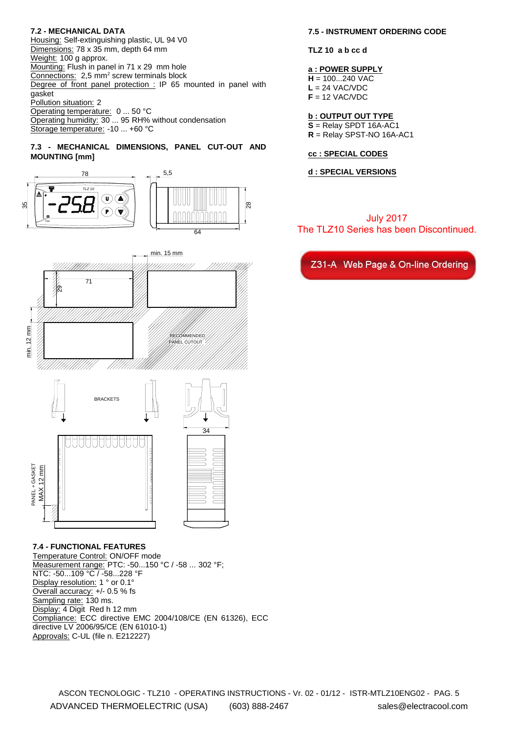### 7.2 - MECHANICAL DATA

Housing: Self-extinguishing plastic, UL 94 V0
Dimensions: 78 x 35 mm, depth 64 mm
Weight: 100 g approx.
Mounting: Flush in panel in 71 x 29 mm hole
Connections: 2,5 mm² screw terminals block
Degree of front panel protection : IP 65 mounted in panel with gasket
Pollution situation: 2
Operating temperature: 0 ... 50 °C
Operating humidity: 30 ... 95 RH% without condensation
Storage temperature: -10 ... +60 °C

### 7.3 - MECHANICAL DIMENSIONS, PANEL CUT-OUT AND MOUNTING [mm]

78
5,5
35
28
64
TLZ 10
-25.8
min. 15 mm
71
29
min. 12 mm
RECOMMENDED PANEL CUTOUT
BRACKETS
34
PANEL + GASKET
MAX 12 mm

### 7.4 - FUNCTIONAL FEATURES

Temperature Control: ON/OFF mode
Measurement range: PTC: -50...150 °C / -58 ... 302 °F;
NTC: -50...109 °C / -58...228 °F
Display resolution: 1 ° or 0.1°
Overall accuracy: +/- 0.5 % fs
Sampling rate: 130 ms.
Display: 4 Digit Red h 12 mm
Compliance: ECC directive EMC 2004/108/CE (EN 61326), ECC directive LV 2006/95/CE (EN 61010-1)
Approvals: C-UL (file n. E212227)

### 7.5 - INSTRUMENT ORDERING CODE

**TLZ 10 a b cc d**

**a : POWER SUPPLY**
**H** = 100...240 VAC
**L** = 24 VAC/VDC
**F** = 12 VAC/VDC

**b : OUTPUT OUT TYPE**
**S** = Relay SPDT 16A-AC1
**R** = Relay SPST-NO 16A-AC1

**cc : SPECIAL CODES**

**d : SPECIAL VERSIONS**

July 2017
The TLZ10 Series has been Discontinued.

Z31-A Web Page & On-line Ordering

ASCON TECNOLOGIC - TLZ10 - OPERATING INSTRUCTIONS - Vr. 02 - 01/12 - ISTR-MTLZ10ENG02

ADVANCED THERMOELECTRIC (USA) (603) 888-2467 sales@electracool.com